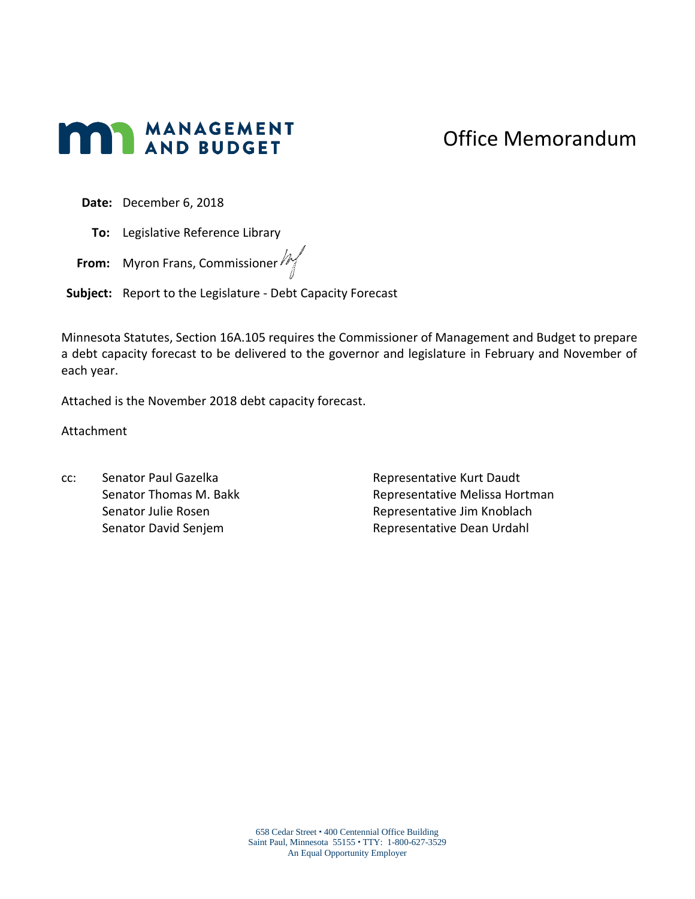**MANAGEMENT AND BUDGET**

# Office Memorandum

**Date:** December 6, 2018

**To:** Legislative Reference Library

**From:** Myron Frans, Commissioner

**Subject:** Report to the Legislature - Debt Capacity Forecast

Minnesota Statutes, Section 16A.105 requires the Commissioner of Management and Budget to prepare a debt capacity forecast to be delivered to the governor and legislature in February and November of each year.

Attached is the November 2018 debt capacity forecast.

Attachment

cc:
Senator Paul Gazelka
Senator Thomas M. Bakk
Senator Julie Rosen
Senator David Senjem
Representative Kurt Daudt
Representative Melissa Hortman
Representative Jim Knoblach
Representative Dean Urdahl

658 Cedar Street • 400 Centennial Office Building
Saint Paul, Minnesota 55155 • TTY: 1-800-627-3529
An Equal Opportunity Employer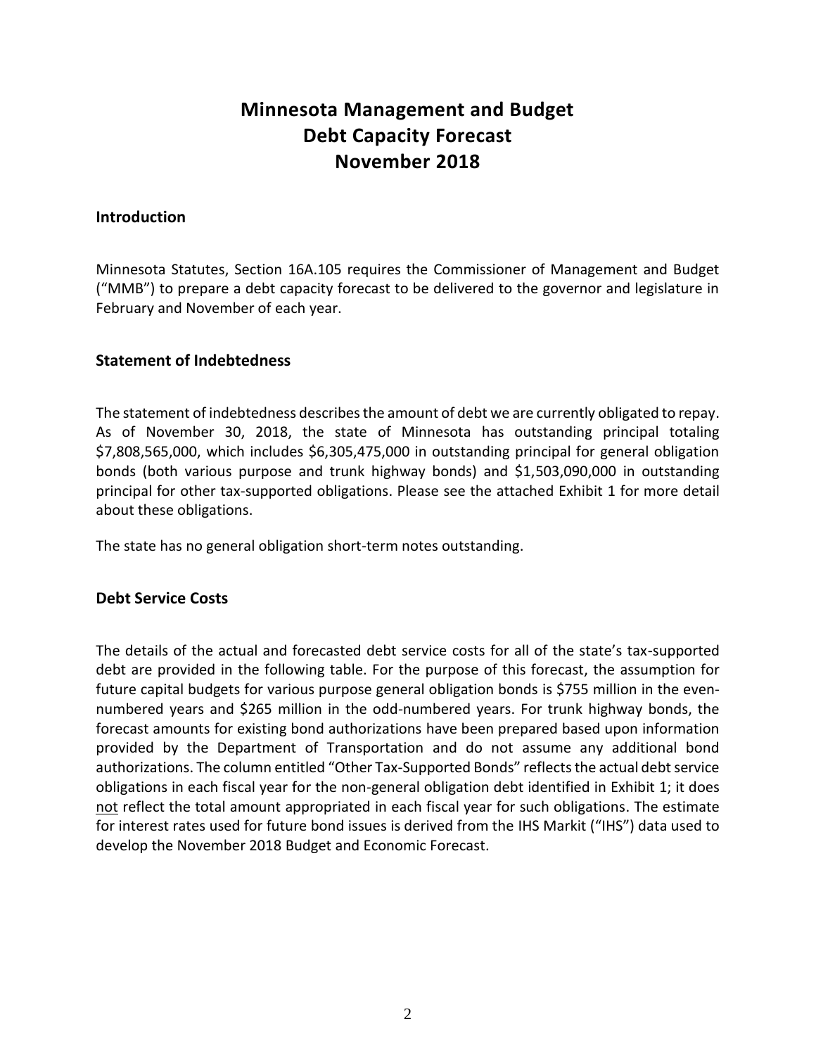# Minnesota Management and Budget
# Debt Capacity Forecast
# November 2018

## Introduction

Minnesota Statutes, Section 16A.105 requires the Commissioner of Management and Budget ("MMB") to prepare a debt capacity forecast to be delivered to the governor and legislature in February and November of each year.

## Statement of Indebtedness

The statement of indebtedness describes the amount of debt we are currently obligated to repay. As of November 30, 2018, the state of Minnesota has outstanding principal totaling $7,808,565,000, which includes $6,305,475,000 in outstanding principal for general obligation bonds (both various purpose and trunk highway bonds) and $1,503,090,000 in outstanding principal for other tax-supported obligations. Please see the attached Exhibit 1 for more detail about these obligations.

The state has no general obligation short-term notes outstanding.

## Debt Service Costs

The details of the actual and forecasted debt service costs for all of the state's tax-supported debt are provided in the following table. For the purpose of this forecast, the assumption for future capital budgets for various purpose general obligation bonds is $755 million in the even-numbered years and $265 million in the odd-numbered years. For trunk highway bonds, the forecast amounts for existing bond authorizations have been prepared based upon information provided by the Department of Transportation and do not assume any additional bond authorizations. The column entitled "Other Tax-Supported Bonds" reflects the actual debt service obligations in each fiscal year for the non-general obligation debt identified in Exhibit 1; it does not reflect the total amount appropriated in each fiscal year for such obligations. The estimate for interest rates used for future bond issues is derived from the IHS Markit ("IHS") data used to develop the November 2018 Budget and Economic Forecast.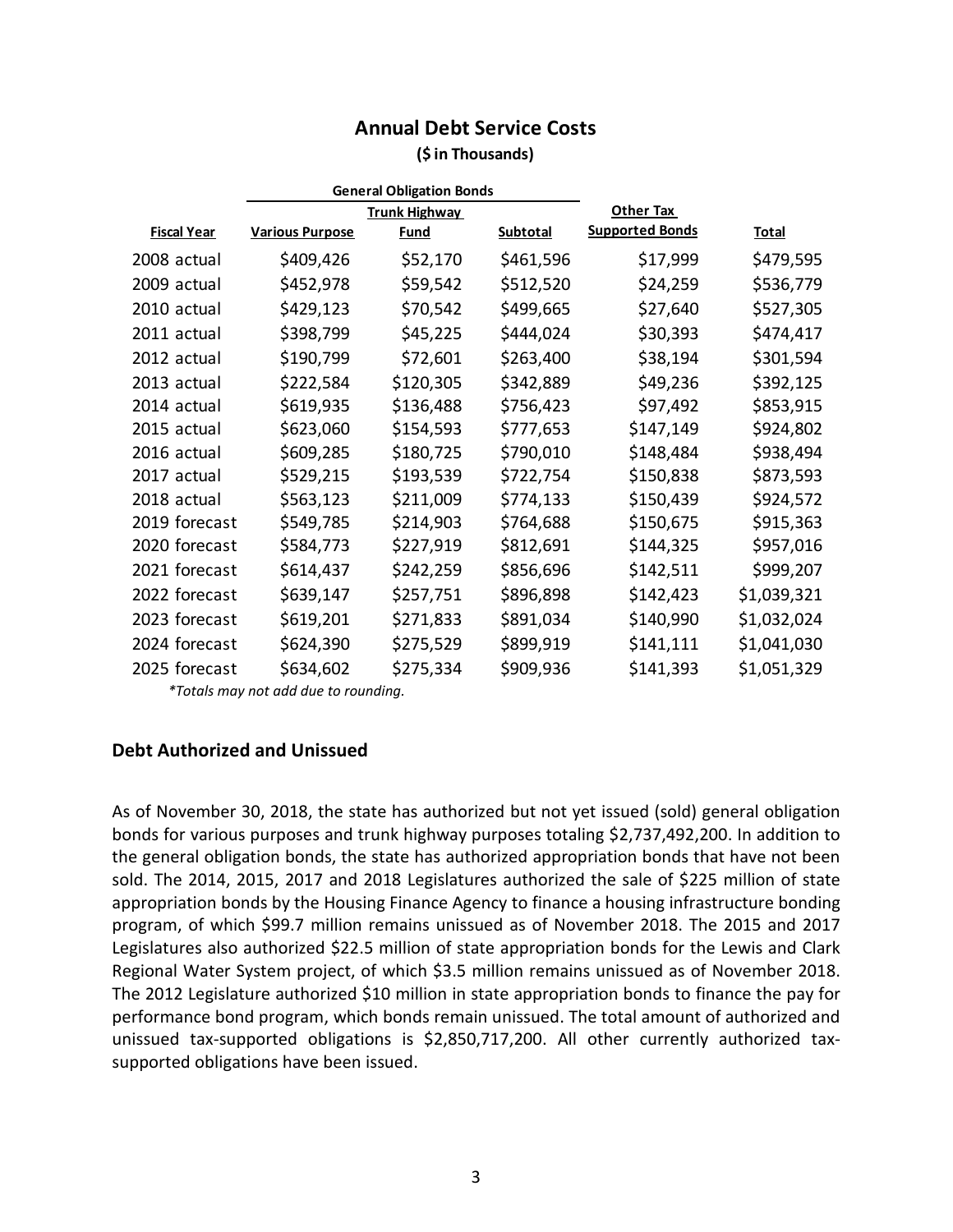## Annual Debt Service Costs

**($ in Thousands)**

| | General Obligation Bonds | | | | |
|---|---|---|---|---|---|
| **Fiscal Year** | **Various Purpose** | **Trunk Highway Fund** | **Subtotal** | **Other Tax Supported Bonds** | **Total** |
| 2008 actual | $409,426 | $52,170 | $461,596 | $17,999 | $479,595 |
| 2009 actual | $452,978 | $59,542 | $512,520 | $24,259 | $536,779 |
| 2010 actual | $429,123 | $70,542 | $499,665 | $27,640 | $527,305 |
| 2011 actual | $398,799 | $45,225 | $444,024 | $30,393 | $474,417 |
| 2012 actual | $190,799 | $72,601 | $263,400 | $38,194 | $301,594 |
| 2013 actual | $222,584 | $120,305 | $342,889 | $49,236 | $392,125 |
| 2014 actual | $619,935 | $136,488 | $756,423 | $97,492 | $853,915 |
| 2015 actual | $623,060 | $154,593 | $777,653 | $147,149 | $924,802 |
| 2016 actual | $609,285 | $180,725 | $790,010 | $148,484 | $938,494 |
| 2017 actual | $529,215 | $193,539 | $722,754 | $150,838 | $873,593 |
| 2018 actual | $563,123 | $211,009 | $774,133 | $150,439 | $924,572 |
| 2019 forecast | $549,785 | $214,903 | $764,688 | $150,675 | $915,363 |
| 2020 forecast | $584,773 | $227,919 | $812,691 | $144,325 | $957,016 |
| 2021 forecast | $614,437 | $242,259 | $856,696 | $142,511 | $999,207 |
| 2022 forecast | $639,147 | $257,751 | $896,898 | $142,423 | $1,039,321 |
| 2023 forecast | $619,201 | $271,833 | $891,034 | $140,990 | $1,032,024 |
| 2024 forecast | $624,390 | $275,529 | $899,919 | $141,111 | $1,041,030 |
| 2025 forecast | $634,602 | $275,334 | $909,936 | $141,393 | $1,051,329 |

*\*Totals may not add due to rounding.*

### Debt Authorized and Unissued

As of November 30, 2018, the state has authorized but not yet issued (sold) general obligation bonds for various purposes and trunk highway purposes totaling $2,737,492,200. In addition to the general obligation bonds, the state has authorized appropriation bonds that have not been sold. The 2014, 2015, 2017 and 2018 Legislatures authorized the sale of $225 million of state appropriation bonds by the Housing Finance Agency to finance a housing infrastructure bonding program, of which $99.7 million remains unissued as of November 2018. The 2015 and 2017 Legislatures also authorized $22.5 million of state appropriation bonds for the Lewis and Clark Regional Water System project, of which $3.5 million remains unissued as of November 2018. The 2012 Legislature authorized $10 million in state appropriation bonds to finance the pay for performance bond program, which bonds remain unissued. The total amount of authorized and unissued tax-supported obligations is $2,850,717,200. All other currently authorized tax-supported obligations have been issued.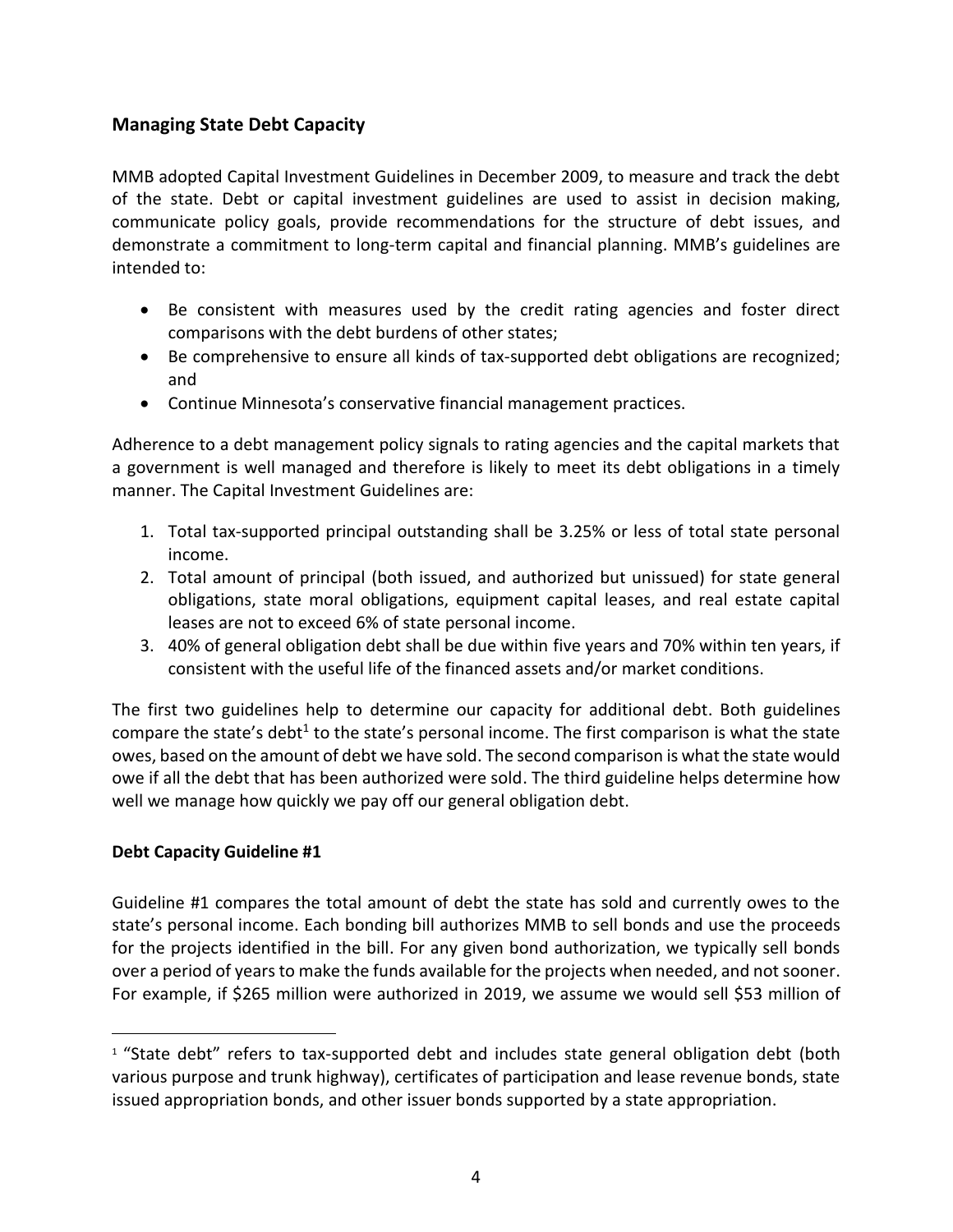## Managing State Debt Capacity

MMB adopted Capital Investment Guidelines in December 2009, to measure and track the debt of the state. Debt or capital investment guidelines are used to assist in decision making, communicate policy goals, provide recommendations for the structure of debt issues, and demonstrate a commitment to long-term capital and financial planning. MMB's guidelines are intended to:

- Be consistent with measures used by the credit rating agencies and foster direct comparisons with the debt burdens of other states;
- Be comprehensive to ensure all kinds of tax-supported debt obligations are recognized; and
- Continue Minnesota's conservative financial management practices.

Adherence to a debt management policy signals to rating agencies and the capital markets that a government is well managed and therefore is likely to meet its debt obligations in a timely manner. The Capital Investment Guidelines are:

1. Total tax-supported principal outstanding shall be 3.25% or less of total state personal income.
2. Total amount of principal (both issued, and authorized but unissued) for state general obligations, state moral obligations, equipment capital leases, and real estate capital leases are not to exceed 6% of state personal income.
3. 40% of general obligation debt shall be due within five years and 70% within ten years, if consistent with the useful life of the financed assets and/or market conditions.

The first two guidelines help to determine our capacity for additional debt. Both guidelines compare the state's debt[1] to the state's personal income. The first comparison is what the state owes, based on the amount of debt we have sold. The second comparison is what the state would owe if all the debt that has been authorized were sold. The third guideline helps determine how well we manage how quickly we pay off our general obligation debt.

### Debt Capacity Guideline #1

Guideline #1 compares the total amount of debt the state has sold and currently owes to the state's personal income. Each bonding bill authorizes MMB to sell bonds and use the proceeds for the projects identified in the bill. For any given bond authorization, we typically sell bonds over a period of years to make the funds available for the projects when needed, and not sooner. For example, if $265 million were authorized in 2019, we assume we would sell $53 million of

[1] "State debt" refers to tax-supported debt and includes state general obligation debt (both various purpose and trunk highway), certificates of participation and lease revenue bonds, state issued appropriation bonds, and other issuer bonds supported by a state appropriation.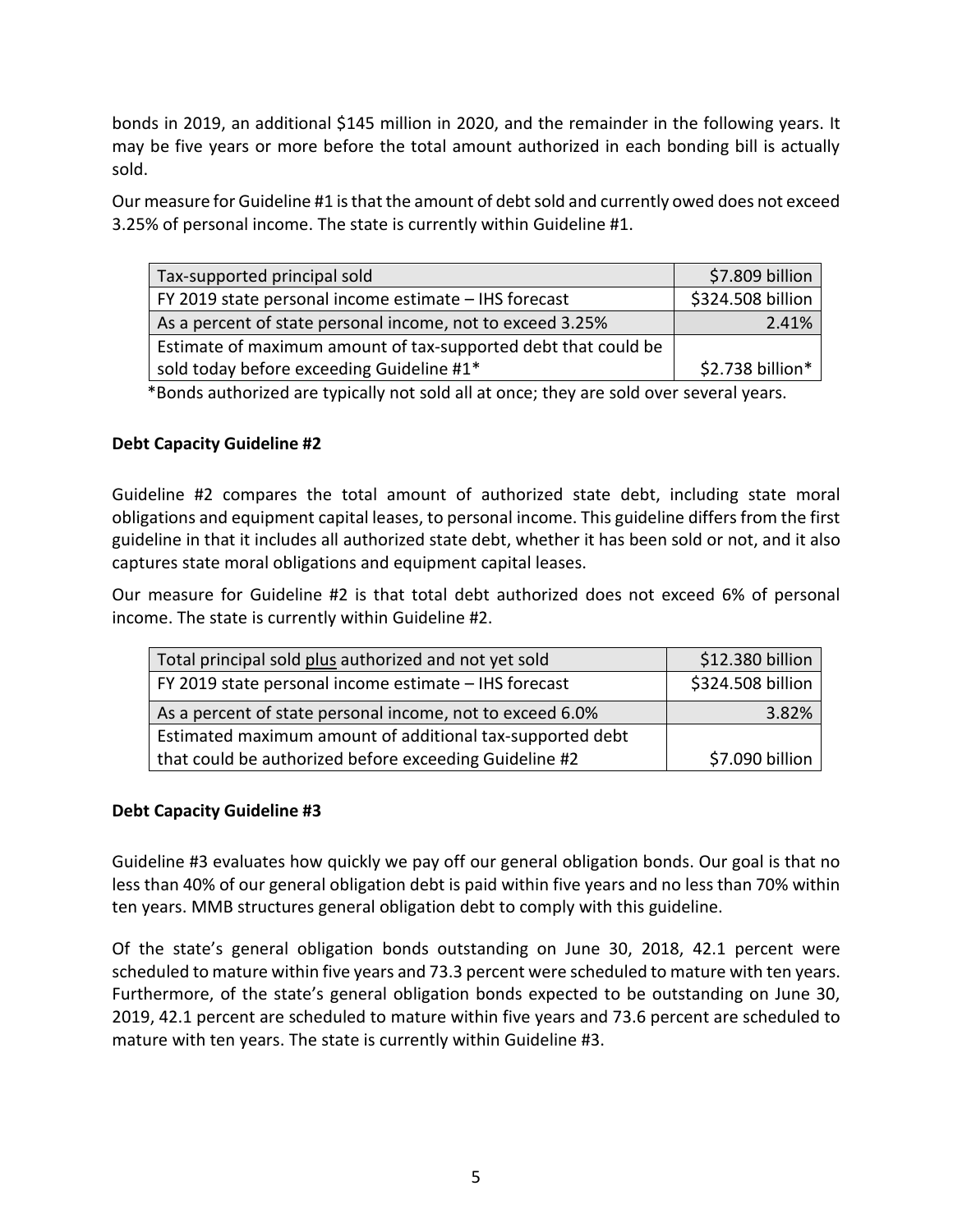bonds in 2019, an additional $145 million in 2020, and the remainder in the following years. It may be five years or more before the total amount authorized in each bonding bill is actually sold.

Our measure for Guideline #1 is that the amount of debt sold and currently owed does not exceed 3.25% of personal income. The state is currently within Guideline #1.

| Tax-supported principal sold | $7.809 billion |
|---|---|
| FY 2019 state personal income estimate – IHS forecast | $324.508 billion |
| As a percent of state personal income, not to exceed 3.25% | 2.41% |
| Estimate of maximum amount of tax-supported debt that could be sold today before exceeding Guideline #1* | $2.738 billion* |

*Bonds authorized are typically not sold all at once; they are sold over several years.

**Debt Capacity Guideline #2**

Guideline #2 compares the total amount of authorized state debt, including state moral obligations and equipment capital leases, to personal income. This guideline differs from the first guideline in that it includes all authorized state debt, whether it has been sold or not, and it also captures state moral obligations and equipment capital leases.

Our measure for Guideline #2 is that total debt authorized does not exceed 6% of personal income. The state is currently within Guideline #2.

| Total principal sold plus authorized and not yet sold | $12.380 billion |
|---|---|
| FY 2019 state personal income estimate – IHS forecast | $324.508 billion |
| As a percent of state personal income, not to exceed 6.0% | 3.82% |
| Estimated maximum amount of additional tax-supported debt that could be authorized before exceeding Guideline #2 | $7.090 billion |

**Debt Capacity Guideline #3**

Guideline #3 evaluates how quickly we pay off our general obligation bonds. Our goal is that no less than 40% of our general obligation debt is paid within five years and no less than 70% within ten years. MMB structures general obligation debt to comply with this guideline.

Of the state's general obligation bonds outstanding on June 30, 2018, 42.1 percent were scheduled to mature within five years and 73.3 percent were scheduled to mature with ten years. Furthermore, of the state's general obligation bonds expected to be outstanding on June 30, 2019, 42.1 percent are scheduled to mature within five years and 73.6 percent are scheduled to mature with ten years. The state is currently within Guideline #3.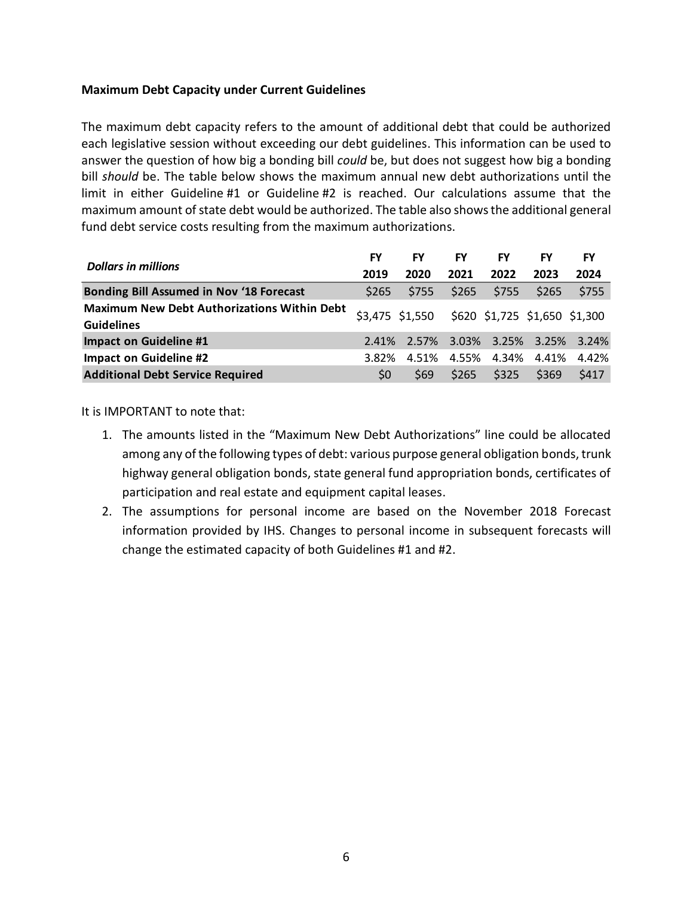**Maximum Debt Capacity under Current Guidelines**

The maximum debt capacity refers to the amount of additional debt that could be authorized each legislative session without exceeding our debt guidelines. This information can be used to answer the question of how big a bonding bill *could* be, but does not suggest how big a bonding bill *should* be. The table below shows the maximum annual new debt authorizations until the limit in either Guideline #1 or Guideline #2 is reached. Our calculations assume that the maximum amount of state debt would be authorized. The table also shows the additional general fund debt service costs resulting from the maximum authorizations.

| *Dollars in millions* | FY 2019 | FY 2020 | FY 2021 | FY 2022 | FY 2023 | FY 2024 |
|---|---|---|---|---|---|---|
| **Bonding Bill Assumed in Nov '18 Forecast** | $265 | $755 | $265 | $755 | $265 | $755 |
| **Maximum New Debt Authorizations Within Debt Guidelines** | $3,475 | $1,550 | $620 | $1,725 | $1,650 | $1,300 |
| **Impact on Guideline #1** | 2.41% | 2.57% | 3.03% | 3.25% | 3.25% | 3.24% |
| **Impact on Guideline #2** | 3.82% | 4.51% | 4.55% | 4.34% | 4.41% | 4.42% |
| **Additional Debt Service Required** | $0 | $69 | $265 | $325 | $369 | $417 |

It is IMPORTANT to note that:

1. The amounts listed in the "Maximum New Debt Authorizations" line could be allocated among any of the following types of debt: various purpose general obligation bonds, trunk highway general obligation bonds, state general fund appropriation bonds, certificates of participation and real estate and equipment capital leases.
2. The assumptions for personal income are based on the November 2018 Forecast information provided by IHS. Changes to personal income in subsequent forecasts will change the estimated capacity of both Guidelines #1 and #2.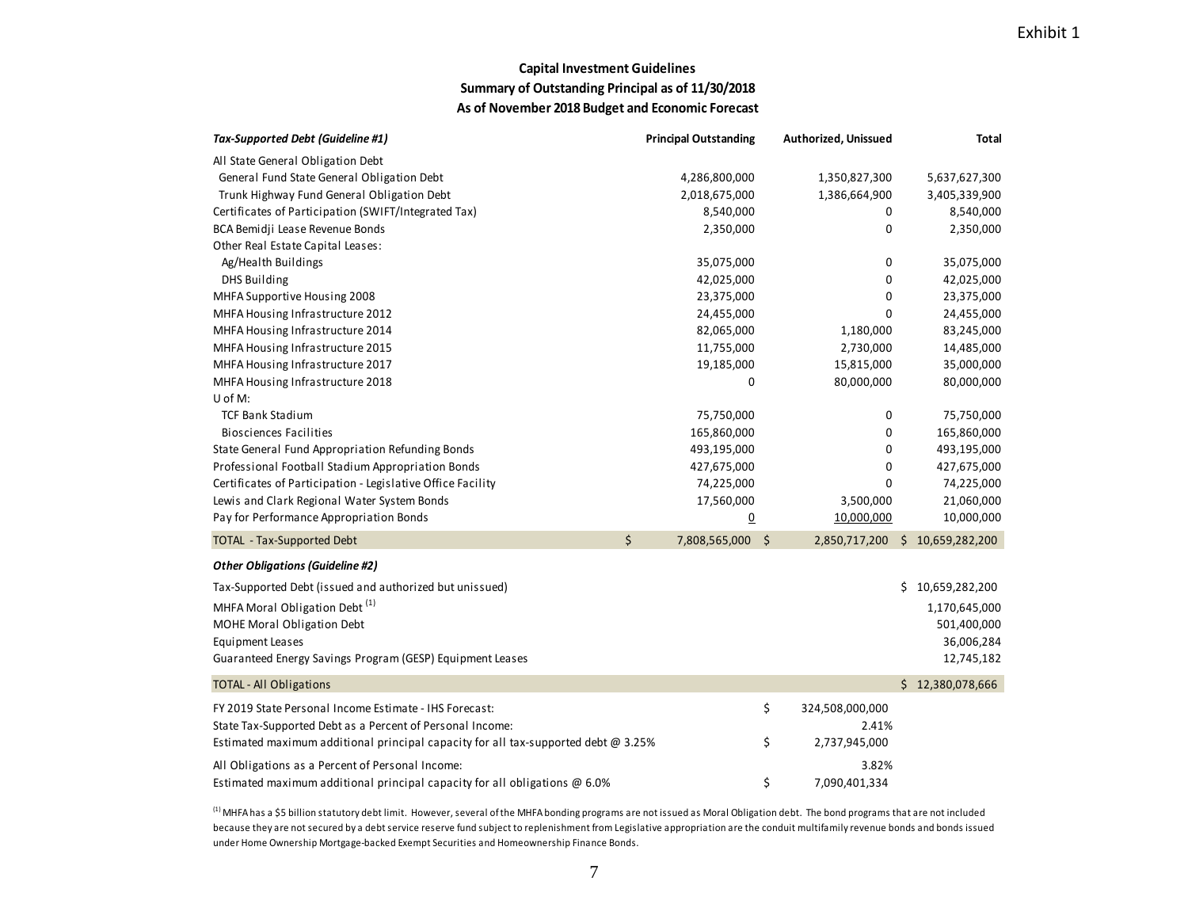Exhibit 1

### Capital Investment Guidelines
### Summary of Outstanding Principal as of 11/30/2018
### As of November 2018 Budget and Economic Forecast

| ***Tax-Supported Debt (Guideline #1)*** | **Principal Outstanding** | **Authorized, Unissued** | **Total** |
|---|---|---|---|
| All State General Obligation Debt | | | |
| General Fund State General Obligation Debt | 4,286,800,000 | 1,350,827,300 | 5,637,627,300 |
| Trunk Highway Fund General Obligation Debt | 2,018,675,000 | 1,386,664,900 | 3,405,339,900 |
| Certificates of Participation (SWIFT/Integrated Tax) | 8,540,000 | 0 | 8,540,000 |
| BCA Bemidji Lease Revenue Bonds | 2,350,000 | 0 | 2,350,000 |
| Other Real Estate Capital Leases: | | | |
| Ag/Health Buildings | 35,075,000 | 0 | 35,075,000 |
| DHS Building | 42,025,000 | 0 | 42,025,000 |
| MHFA Supportive Housing 2008 | 23,375,000 | 0 | 23,375,000 |
| MHFA Housing Infrastructure 2012 | 24,455,000 | 0 | 24,455,000 |
| MHFA Housing Infrastructure 2014 | 82,065,000 | 1,180,000 | 83,245,000 |
| MHFA Housing Infrastructure 2015 | 11,755,000 | 2,730,000 | 14,485,000 |
| MHFA Housing Infrastructure 2017 | 19,185,000 | 15,815,000 | 35,000,000 |
| MHFA Housing Infrastructure 2018 | 0 | 80,000,000 | 80,000,000 |
| U of M: | | | |
| TCF Bank Stadium | 75,750,000 | 0 | 75,750,000 |
| Biosciences Facilities | 165,860,000 | 0 | 165,860,000 |
| State General Fund Appropriation Refunding Bonds | 493,195,000 | 0 | 493,195,000 |
| Professional Football Stadium Appropriation Bonds | 427,675,000 | 0 | 427,675,000 |
| Certificates of Participation - Legislative Office Facility | 74,225,000 | 0 | 74,225,000 |
| Lewis and Clark Regional Water System Bonds | 17,560,000 | 3,500,000 | 21,060,000 |
| Pay for Performance Appropriation Bonds | 0 | 10,000,000 | 10,000,000 |
| TOTAL - Tax-Supported Debt | $ 7,808,565,000 | $ 2,850,717,200 | $ 10,659,282,200 |

| ***Other Obligations (Guideline #2)*** | |
|---|---|
| Tax-Supported Debt (issued and authorized but unissued) | $ 10,659,282,200 |
| MHFA Moral Obligation Debt [(1)] | 1,170,645,000 |
| MOHE Moral Obligation Debt | 501,400,000 |
| Equipment Leases | 36,006,284 |
| Guaranteed Energy Savings Program (GESP) Equipment Leases | 12,745,182 |
| TOTAL - All Obligations | $ 12,380,078,666 |

| | |
|---|---|
| FY 2019 State Personal Income Estimate - IHS Forecast: | $ 324,508,000,000 |
| State Tax-Supported Debt as a Percent of Personal Income: | 2.41% |
| Estimated maximum additional principal capacity for all tax-supported debt @ 3.25% | $ 2,737,945,000 |
| All Obligations as a Percent of Personal Income: | 3.82% |
| Estimated maximum additional principal capacity for all obligations @ 6.0% | $ 7,090,401,334 |

[(1)] MHFA has a $5 billion statutory debt limit. However, several of the MHFA bonding programs are not issued as Moral Obligation debt. The bond programs that are not included because they are not secured by a debt service reserve fund subject to replenishment from Legislative appropriation are the conduit multifamily revenue bonds and bonds issued under Home Ownership Mortgage-backed Exempt Securities and Homeownership Finance Bonds.